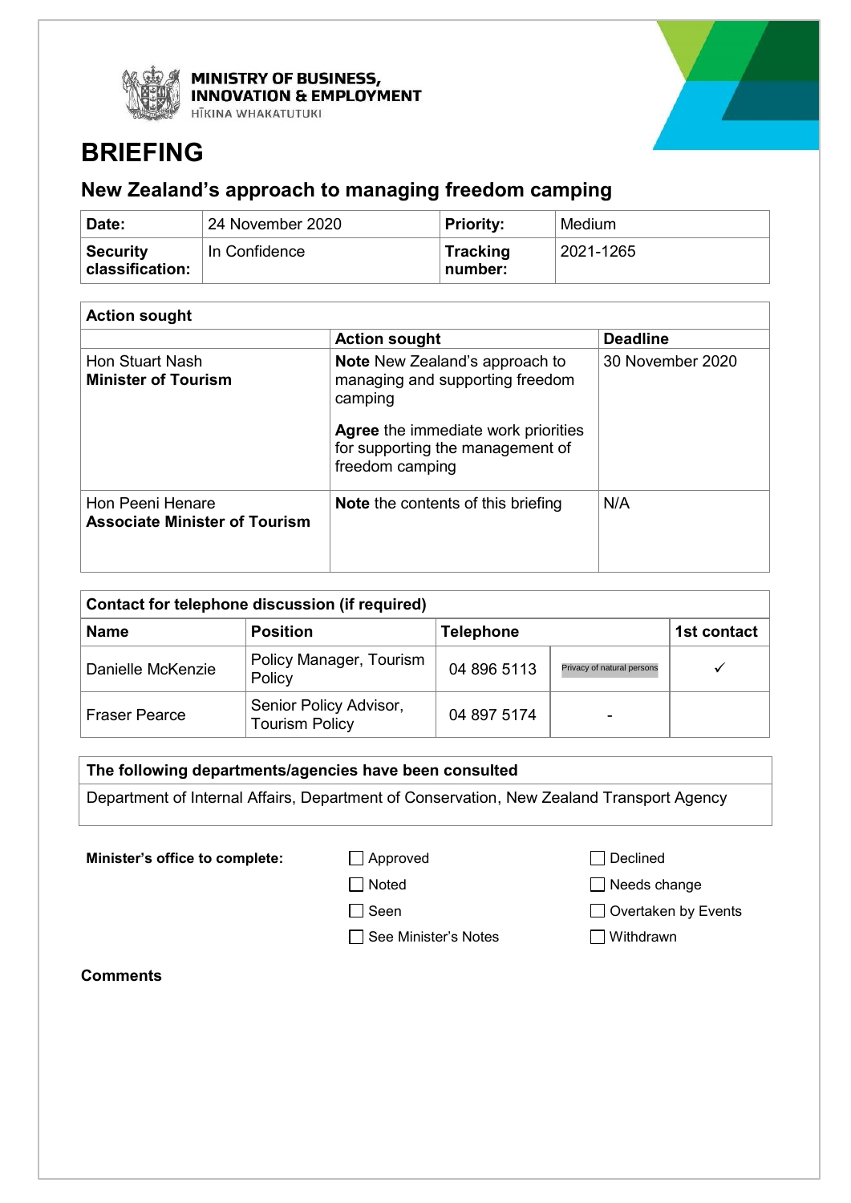MINISTRY OF BUSINESS, INNOVATION & EMPLOYMENT
HĪKINA WHAKATUTUKI

# BRIEFING

## New Zealand's approach to managing freedom camping

| **Date:** | 24 November 2020 | **Priority:** | Medium |
|---|---|---|---|
| **Security classification:** | In Confidence | **Tracking number:** | 2021-1265 |

| **Action sought** | | |
|---|---|---|
| | **Action sought** | **Deadline** |
| Hon Stuart Nash<br>**Minister of Tourism** | **Note** New Zealand's approach to managing and supporting freedom camping<br><br>**Agree** the immediate work priorities for supporting the management of freedom camping | 30 November 2020 |
| Hon Peeni Henare<br>**Associate Minister of Tourism** | **Note** the contents of this briefing | N/A |

| **Contact for telephone discussion (if required)** | | | | |
|---|---|---|---|---|
| **Name** | **Position** | **Telephone** | | **1st contact** |
| Danielle McKenzie | Policy Manager, Tourism Policy | 04 896 5113 | Privacy of natural persons | ✓ |
| Fraser Pearce | Senior Policy Advisor, Tourism Policy | 04 897 5174 | - | |

| **The following departments/agencies have been consulted** |
|---|
| Department of Internal Affairs, Department of Conservation, New Zealand Transport Agency |

**Minister's office to complete:**

- ☐ Approved
- ☐ Declined
- ☐ Noted
- ☐ Needs change
- ☐ Seen
- ☐ Overtaken by Events
- ☐ See Minister's Notes
- ☐ Withdrawn

**Comments**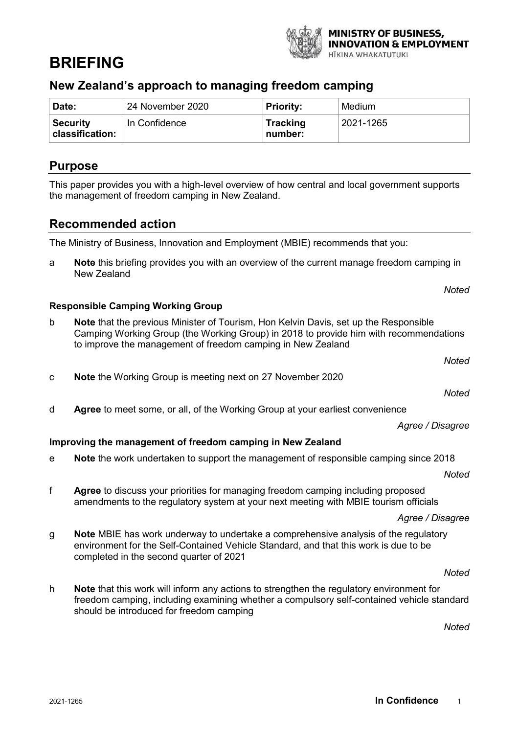# BRIEFING

## New Zealand's approach to managing freedom camping

| Date: | 24 November 2020 | Priority: | Medium |
|---|---|---|---|
| Security classification: | In Confidence | Tracking number: | 2021-1265 |

## Purpose

This paper provides you with a high-level overview of how central and local government supports the management of freedom camping in New Zealand.

## Recommended action

The Ministry of Business, Innovation and Employment (MBIE) recommends that you:

a **Note** this briefing provides you with an overview of the current manage freedom camping in New Zealand

*Noted*

**Responsible Camping Working Group**

b **Note** that the previous Minister of Tourism, Hon Kelvin Davis, set up the Responsible Camping Working Group (the Working Group) in 2018 to provide him with recommendations to improve the management of freedom camping in New Zealand

*Noted*

c **Note** the Working Group is meeting next on 27 November 2020

*Noted*

d **Agree** to meet some, or all, of the Working Group at your earliest convenience

*Agree / Disagree*

**Improving the management of freedom camping in New Zealand**

e **Note** the work undertaken to support the management of responsible camping since 2018

*Noted*

f **Agree** to discuss your priorities for managing freedom camping including proposed amendments to the regulatory system at your next meeting with MBIE tourism officials

*Agree / Disagree*

g **Note** MBIE has work underway to undertake a comprehensive analysis of the regulatory environment for the Self-Contained Vehicle Standard, and that this work is due to be completed in the second quarter of 2021

*Noted*

h **Note** that this work will inform any actions to strengthen the regulatory environment for freedom camping, including examining whether a compulsory self-contained vehicle standard should be introduced for freedom camping

*Noted*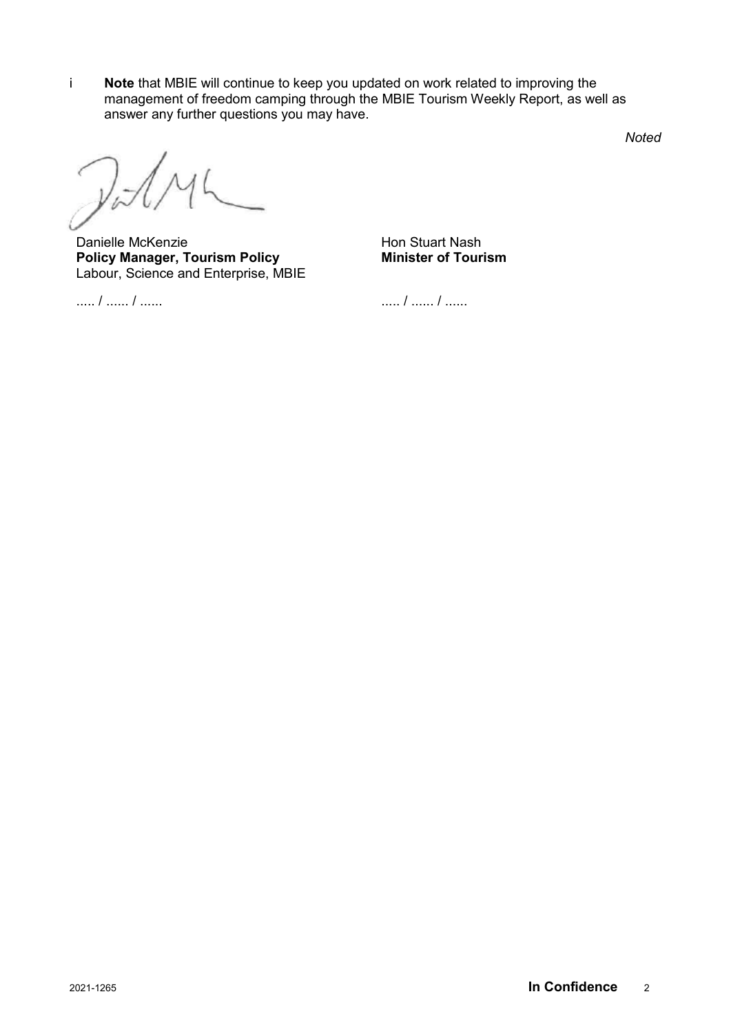i **Note** that MBIE will continue to keep you updated on work related to improving the management of freedom camping through the MBIE Tourism Weekly Report, as well as answer any further questions you may have.

*Noted*

Danielle McKenzie
**Policy Manager, Tourism Policy**
Labour, Science and Enterprise, MBIE

..... / ...... / ......

Hon Stuart Nash
**Minister of Tourism**

..... / ...... / ......

2021-1265 **In Confidence**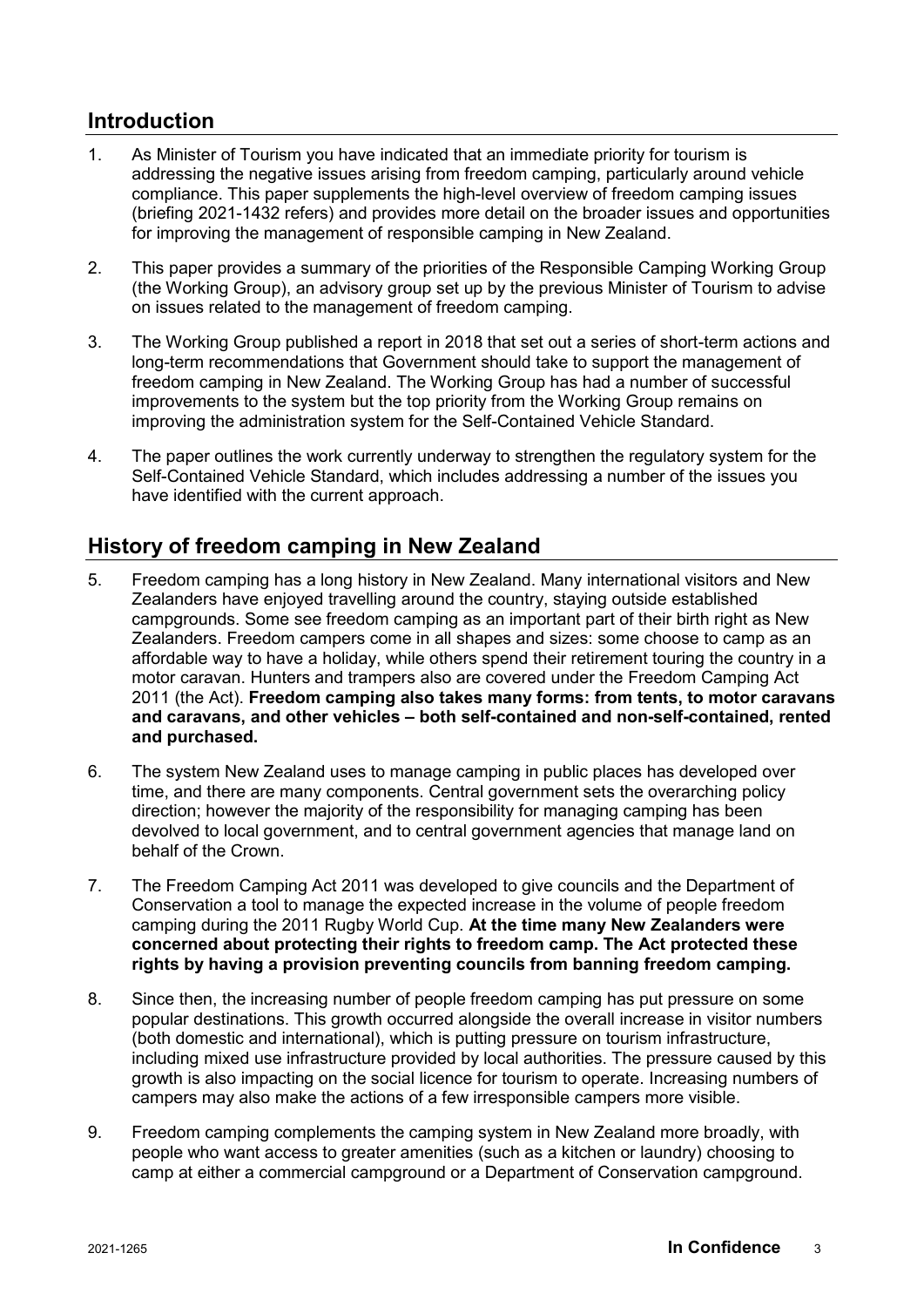## Introduction

1. As Minister of Tourism you have indicated that an immediate priority for tourism is addressing the negative issues arising from freedom camping, particularly around vehicle compliance. This paper supplements the high-level overview of freedom camping issues (briefing 2021-1432 refers) and provides more detail on the broader issues and opportunities for improving the management of responsible camping in New Zealand.

2. This paper provides a summary of the priorities of the Responsible Camping Working Group (the Working Group), an advisory group set up by the previous Minister of Tourism to advise on issues related to the management of freedom camping.

3. The Working Group published a report in 2018 that set out a series of short-term actions and long-term recommendations that Government should take to support the management of freedom camping in New Zealand. The Working Group has had a number of successful improvements to the system but the top priority from the Working Group remains on improving the administration system for the Self-Contained Vehicle Standard.

4. The paper outlines the work currently underway to strengthen the regulatory system for the Self-Contained Vehicle Standard, which includes addressing a number of the issues you have identified with the current approach.

## History of freedom camping in New Zealand

5. Freedom camping has a long history in New Zealand. Many international visitors and New Zealanders have enjoyed travelling around the country, staying outside established campgrounds. Some see freedom camping as an important part of their birth right as New Zealanders. Freedom campers come in all shapes and sizes: some choose to camp as an affordable way to have a holiday, while others spend their retirement touring the country in a motor caravan. Hunters and trampers also are covered under the Freedom Camping Act 2011 (the Act). **Freedom camping also takes many forms: from tents, to motor caravans and caravans, and other vehicles – both self-contained and non-self-contained, rented and purchased.**

6. The system New Zealand uses to manage camping in public places has developed over time, and there are many components. Central government sets the overarching policy direction; however the majority of the responsibility for managing camping has been devolved to local government, and to central government agencies that manage land on behalf of the Crown.

7. The Freedom Camping Act 2011 was developed to give councils and the Department of Conservation a tool to manage the expected increase in the volume of people freedom camping during the 2011 Rugby World Cup. **At the time many New Zealanders were concerned about protecting their rights to freedom camp. The Act protected these rights by having a provision preventing councils from banning freedom camping.**

8. Since then, the increasing number of people freedom camping has put pressure on some popular destinations. This growth occurred alongside the overall increase in visitor numbers (both domestic and international), which is putting pressure on tourism infrastructure, including mixed use infrastructure provided by local authorities. The pressure caused by this growth is also impacting on the social licence for tourism to operate. Increasing numbers of campers may also make the actions of a few irresponsible campers more visible.

9. Freedom camping complements the camping system in New Zealand more broadly, with people who want access to greater amenities (such as a kitchen or laundry) choosing to camp at either a commercial campground or a Department of Conservation campground.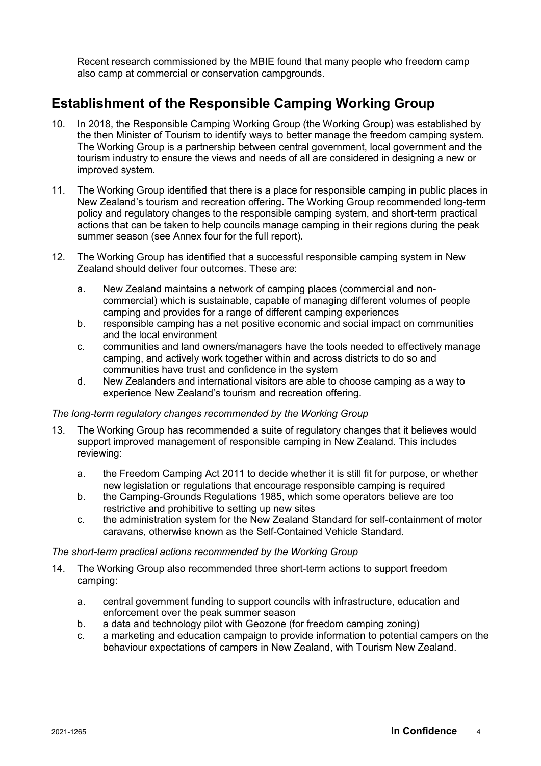Recent research commissioned by the MBIE found that many people who freedom camp also camp at commercial or conservation campgrounds.

## Establishment of the Responsible Camping Working Group

10. In 2018, the Responsible Camping Working Group (the Working Group) was established by the then Minister of Tourism to identify ways to better manage the freedom camping system. The Working Group is a partnership between central government, local government and the tourism industry to ensure the views and needs of all are considered in designing a new or improved system.

11. The Working Group identified that there is a place for responsible camping in public places in New Zealand's tourism and recreation offering. The Working Group recommended long-term policy and regulatory changes to the responsible camping system, and short-term practical actions that can be taken to help councils manage camping in their regions during the peak summer season (see Annex four for the full report).

12. The Working Group has identified that a successful responsible camping system in New Zealand should deliver four outcomes. These are:

    a. New Zealand maintains a network of camping places (commercial and non-commercial) which is sustainable, capable of managing different volumes of people camping and provides for a range of different camping experiences
    b. responsible camping has a net positive economic and social impact on communities and the local environment
    c. communities and land owners/managers have the tools needed to effectively manage camping, and actively work together within and across districts to do so and communities have trust and confidence in the system
    d. New Zealanders and international visitors are able to choose camping as a way to experience New Zealand's tourism and recreation offering.

*The long-term regulatory changes recommended by the Working Group*

13. The Working Group has recommended a suite of regulatory changes that it believes would support improved management of responsible camping in New Zealand. This includes reviewing:

    a. the Freedom Camping Act 2011 to decide whether it is still fit for purpose, or whether new legislation or regulations that encourage responsible camping is required
    b. the Camping-Grounds Regulations 1985, which some operators believe are too restrictive and prohibitive to setting up new sites
    c. the administration system for the New Zealand Standard for self-containment of motor caravans, otherwise known as the Self-Contained Vehicle Standard.

*The short-term practical actions recommended by the Working Group*

14. The Working Group also recommended three short-term actions to support freedom camping:

    a. central government funding to support councils with infrastructure, education and enforcement over the peak summer season
    b. a data and technology pilot with Geozone (for freedom camping zoning)
    c. a marketing and education campaign to provide information to potential campers on the behaviour expectations of campers in New Zealand, with Tourism New Zealand.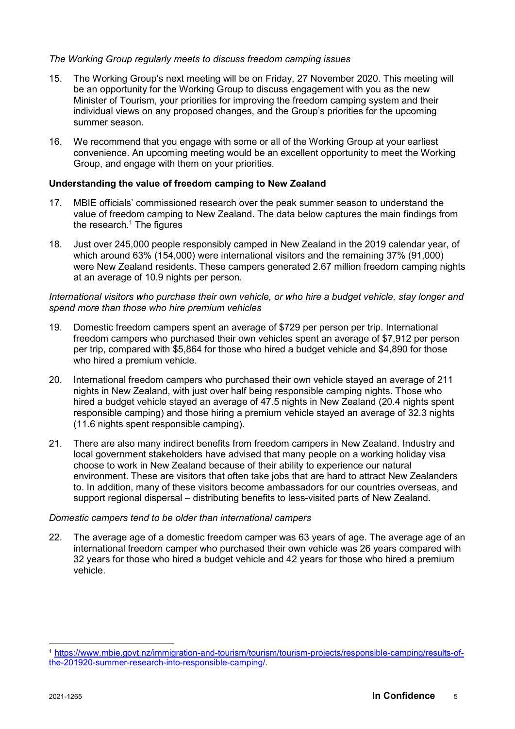*The Working Group regularly meets to discuss freedom camping issues*

15. The Working Group's next meeting will be on Friday, 27 November 2020. This meeting will be an opportunity for the Working Group to discuss engagement with you as the new Minister of Tourism, your priorities for improving the freedom camping system and their individual views on any proposed changes, and the Group's priorities for the upcoming summer season.

16. We recommend that you engage with some or all of the Working Group at your earliest convenience. An upcoming meeting would be an excellent opportunity to meet the Working Group, and engage with them on your priorities.

**Understanding the value of freedom camping to New Zealand**

17. MBIE officials' commissioned research over the peak summer season to understand the value of freedom camping to New Zealand. The data below captures the main findings from the research.[1] The figures

18. Just over 245,000 people responsibly camped in New Zealand in the 2019 calendar year, of which around 63% (154,000) were international visitors and the remaining 37% (91,000) were New Zealand residents. These campers generated 2.67 million freedom camping nights at an average of 10.9 nights per person.

*International visitors who purchase their own vehicle, or who hire a budget vehicle, stay longer and spend more than those who hire premium vehicles*

19. Domestic freedom campers spent an average of $729 per person per trip. International freedom campers who purchased their own vehicles spent an average of $7,912 per person per trip, compared with $5,864 for those who hired a budget vehicle and $4,890 for those who hired a premium vehicle.

20. International freedom campers who purchased their own vehicle stayed an average of 211 nights in New Zealand, with just over half being responsible camping nights. Those who hired a budget vehicle stayed an average of 47.5 nights in New Zealand (20.4 nights spent responsible camping) and those hiring a premium vehicle stayed an average of 32.3 nights (11.6 nights spent responsible camping).

21. There are also many indirect benefits from freedom campers in New Zealand. Industry and local government stakeholders have advised that many people on a working holiday visa choose to work in New Zealand because of their ability to experience our natural environment. These are visitors that often take jobs that are hard to attract New Zealanders to. In addition, many of these visitors become ambassadors for our countries overseas, and support regional dispersal – distributing benefits to less-visited parts of New Zealand.

*Domestic campers tend to be older than international campers*

22. The average age of a domestic freedom camper was 63 years of age. The average age of an international freedom camper who purchased their own vehicle was 26 years compared with 32 years for those who hired a budget vehicle and 42 years for those who hired a premium vehicle.

---

[1] https://www.mbie.govt.nz/immigration-and-tourism/tourism/tourism-projects/responsible-camping/results-of-the-201920-summer-research-into-responsible-camping/.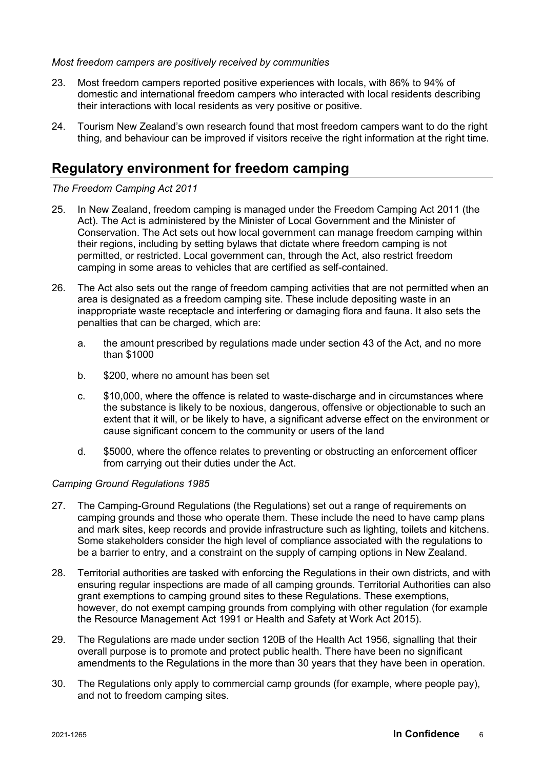*Most freedom campers are positively received by communities*

23. Most freedom campers reported positive experiences with locals, with 86% to 94% of domestic and international freedom campers who interacted with local residents describing their interactions with local residents as very positive or positive.

24. Tourism New Zealand's own research found that most freedom campers want to do the right thing, and behaviour can be improved if visitors receive the right information at the right time.

## Regulatory environment for freedom camping

*The Freedom Camping Act 2011*

25. In New Zealand, freedom camping is managed under the Freedom Camping Act 2011 (the Act). The Act is administered by the Minister of Local Government and the Minister of Conservation. The Act sets out how local government can manage freedom camping within their regions, including by setting bylaws that dictate where freedom camping is not permitted, or restricted. Local government can, through the Act, also restrict freedom camping in some areas to vehicles that are certified as self-contained.

26. The Act also sets out the range of freedom camping activities that are not permitted when an area is designated as a freedom camping site. These include depositing waste in an inappropriate waste receptacle and interfering or damaging flora and fauna. It also sets the penalties that can be charged, which are:

    a. the amount prescribed by regulations made under section 43 of the Act, and no more than $1000

    b. $200, where no amount has been set

    c. $10,000, where the offence is related to waste-discharge and in circumstances where the substance is likely to be noxious, dangerous, offensive or objectionable to such an extent that it will, or be likely to have, a significant adverse effect on the environment or cause significant concern to the community or users of the land

    d. $5000, where the offence relates to preventing or obstructing an enforcement officer from carrying out their duties under the Act.

*Camping Ground Regulations 1985*

27. The Camping-Ground Regulations (the Regulations) set out a range of requirements on camping grounds and those who operate them. These include the need to have camp plans and mark sites, keep records and provide infrastructure such as lighting, toilets and kitchens. Some stakeholders consider the high level of compliance associated with the regulations to be a barrier to entry, and a constraint on the supply of camping options in New Zealand.

28. Territorial authorities are tasked with enforcing the Regulations in their own districts, and with ensuring regular inspections are made of all camping grounds. Territorial Authorities can also grant exemptions to camping ground sites to these Regulations. These exemptions, however, do not exempt camping grounds from complying with other regulation (for example the Resource Management Act 1991 or Health and Safety at Work Act 2015).

29. The Regulations are made under section 120B of the Health Act 1956, signalling that their overall purpose is to promote and protect public health. There have been no significant amendments to the Regulations in the more than 30 years that they have been in operation.

30. The Regulations only apply to commercial camp grounds (for example, where people pay), and not to freedom camping sites.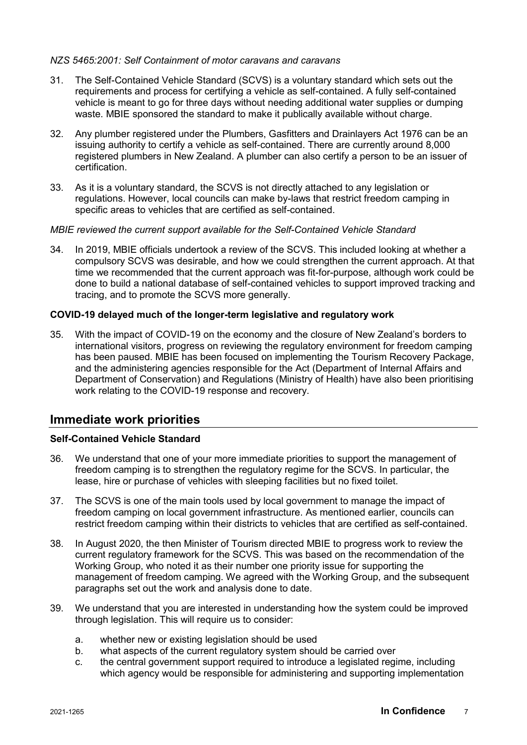*NZS 5465:2001: Self Containment of motor caravans and caravans*

31. The Self-Contained Vehicle Standard (SCVS) is a voluntary standard which sets out the requirements and process for certifying a vehicle as self-contained. A fully self-contained vehicle is meant to go for three days without needing additional water supplies or dumping waste. MBIE sponsored the standard to make it publically available without charge.

32. Any plumber registered under the Plumbers, Gasfitters and Drainlayers Act 1976 can be an issuing authority to certify a vehicle as self-contained. There are currently around 8,000 registered plumbers in New Zealand. A plumber can also certify a person to be an issuer of certification.

33. As it is a voluntary standard, the SCVS is not directly attached to any legislation or regulations. However, local councils can make by-laws that restrict freedom camping in specific areas to vehicles that are certified as self-contained.

*MBIE reviewed the current support available for the Self-Contained Vehicle Standard*

34. In 2019, MBIE officials undertook a review of the SCVS. This included looking at whether a compulsory SCVS was desirable, and how we could strengthen the current approach. At that time we recommended that the current approach was fit-for-purpose, although work could be done to build a national database of self-contained vehicles to support improved tracking and tracing, and to promote the SCVS more generally.

**COVID-19 delayed much of the longer-term legislative and regulatory work**

35. With the impact of COVID-19 on the economy and the closure of New Zealand's borders to international visitors, progress on reviewing the regulatory environment for freedom camping has been paused. MBIE has been focused on implementing the Tourism Recovery Package, and the administering agencies responsible for the Act (Department of Internal Affairs and Department of Conservation) and Regulations (Ministry of Health) have also been prioritising work relating to the COVID-19 response and recovery.

## Immediate work priorities

**Self-Contained Vehicle Standard**

36. We understand that one of your more immediate priorities to support the management of freedom camping is to strengthen the regulatory regime for the SCVS. In particular, the lease, hire or purchase of vehicles with sleeping facilities but no fixed toilet.

37. The SCVS is one of the main tools used by local government to manage the impact of freedom camping on local government infrastructure. As mentioned earlier, councils can restrict freedom camping within their districts to vehicles that are certified as self-contained.

38. In August 2020, the then Minister of Tourism directed MBIE to progress work to review the current regulatory framework for the SCVS. This was based on the recommendation of the Working Group, who noted it as their number one priority issue for supporting the management of freedom camping. We agreed with the Working Group, and the subsequent paragraphs set out the work and analysis done to date.

39. We understand that you are interested in understanding how the system could be improved through legislation. This will require us to consider:

    a. whether new or existing legislation should be used
    b. what aspects of the current regulatory system should be carried over
    c. the central government support required to introduce a legislated regime, including which agency would be responsible for administering and supporting implementation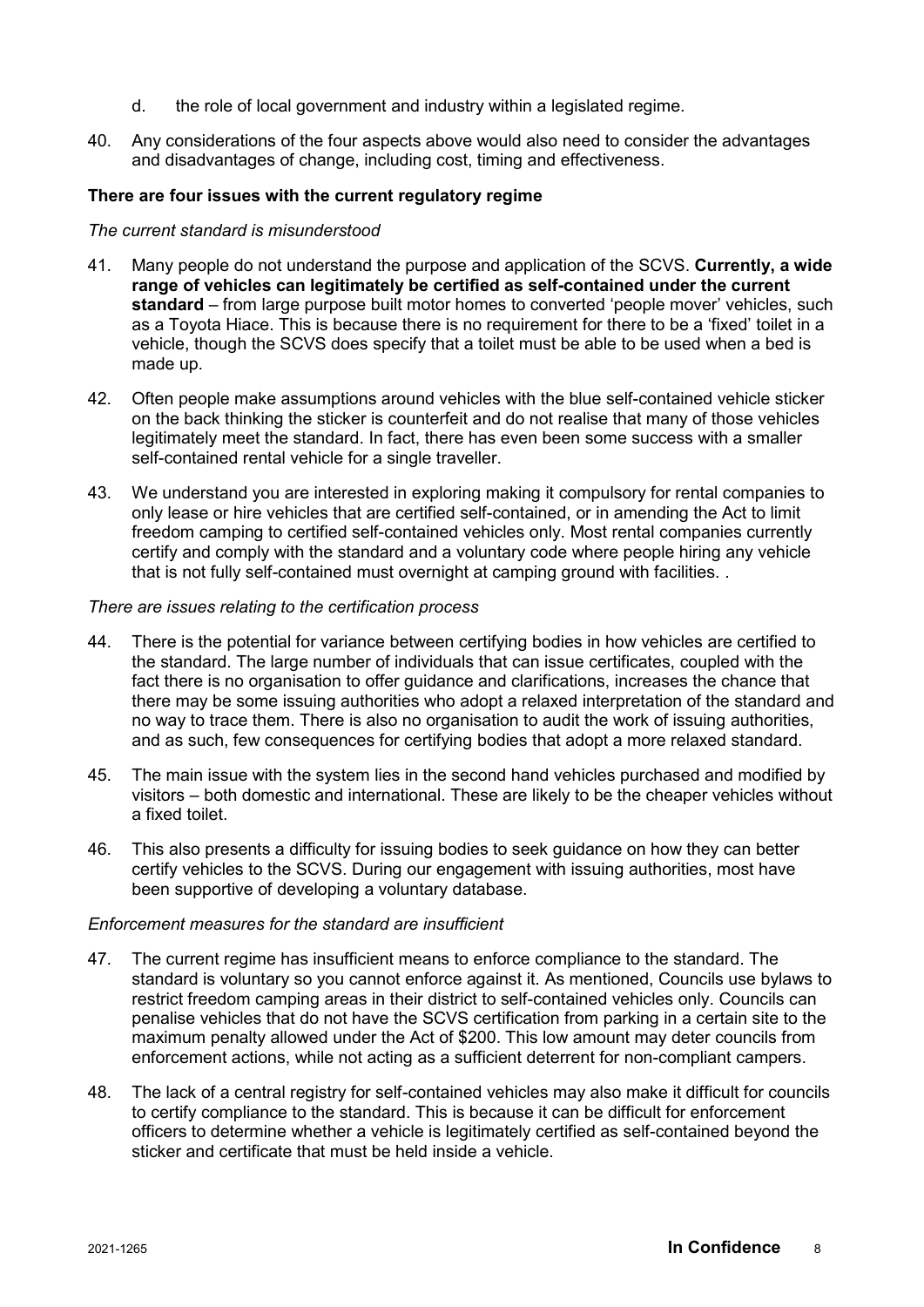d. the role of local government and industry within a legislated regime.

40. Any considerations of the four aspects above would also need to consider the advantages and disadvantages of change, including cost, timing and effectiveness.

**There are four issues with the current regulatory regime**

*The current standard is misunderstood*

41. Many people do not understand the purpose and application of the SCVS. **Currently, a wide range of vehicles can legitimately be certified as self-contained under the current standard** – from large purpose built motor homes to converted 'people mover' vehicles, such as a Toyota Hiace. This is because there is no requirement for there to be a 'fixed' toilet in a vehicle, though the SCVS does specify that a toilet must be able to be used when a bed is made up.

42. Often people make assumptions around vehicles with the blue self-contained vehicle sticker on the back thinking the sticker is counterfeit and do not realise that many of those vehicles legitimately meet the standard. In fact, there has even been some success with a smaller self-contained rental vehicle for a single traveller.

43. We understand you are interested in exploring making it compulsory for rental companies to only lease or hire vehicles that are certified self-contained, or in amending the Act to limit freedom camping to certified self-contained vehicles only. Most rental companies currently certify and comply with the standard and a voluntary code where people hiring any vehicle that is not fully self-contained must overnight at camping ground with facilities. .

*There are issues relating to the certification process*

44. There is the potential for variance between certifying bodies in how vehicles are certified to the standard. The large number of individuals that can issue certificates, coupled with the fact there is no organisation to offer guidance and clarifications, increases the chance that there may be some issuing authorities who adopt a relaxed interpretation of the standard and no way to trace them. There is also no organisation to audit the work of issuing authorities, and as such, few consequences for certifying bodies that adopt a more relaxed standard.

45. The main issue with the system lies in the second hand vehicles purchased and modified by visitors – both domestic and international. These are likely to be the cheaper vehicles without a fixed toilet.

46. This also presents a difficulty for issuing bodies to seek guidance on how they can better certify vehicles to the SCVS. During our engagement with issuing authorities, most have been supportive of developing a voluntary database.

*Enforcement measures for the standard are insufficient*

47. The current regime has insufficient means to enforce compliance to the standard. The standard is voluntary so you cannot enforce against it. As mentioned, Councils use bylaws to restrict freedom camping areas in their district to self-contained vehicles only. Councils can penalise vehicles that do not have the SCVS certification from parking in a certain site to the maximum penalty allowed under the Act of $200. This low amount may deter councils from enforcement actions, while not acting as a sufficient deterrent for non-compliant campers.

48. The lack of a central registry for self-contained vehicles may also make it difficult for councils to certify compliance to the standard. This is because it can be difficult for enforcement officers to determine whether a vehicle is legitimately certified as self-contained beyond the sticker and certificate that must be held inside a vehicle.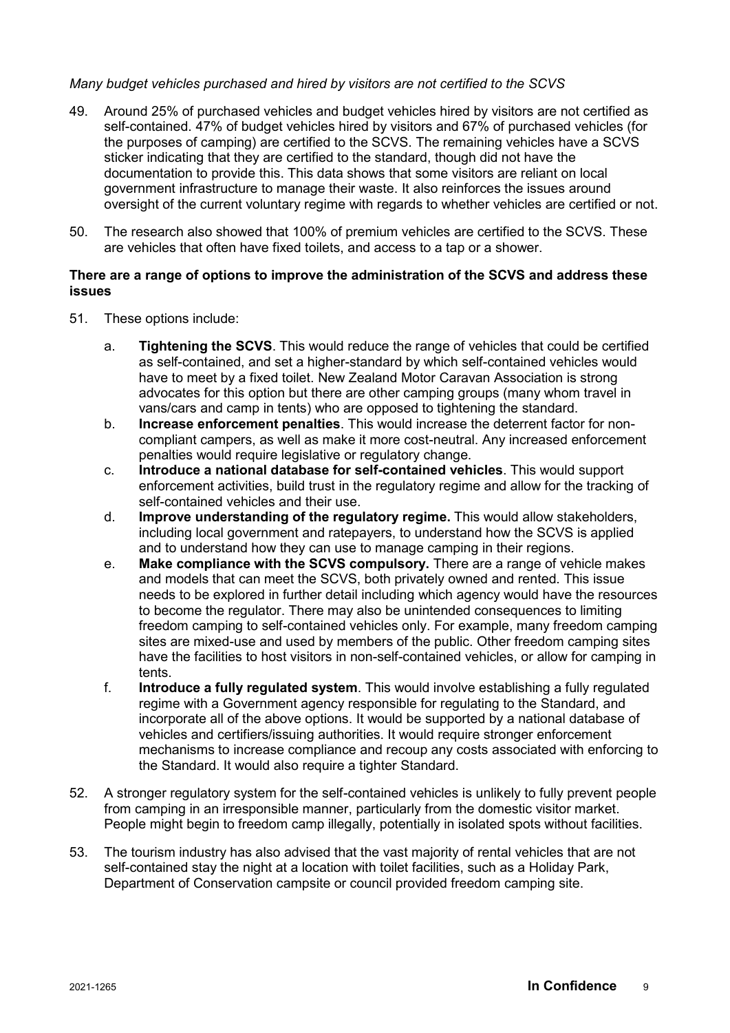*Many budget vehicles purchased and hired by visitors are not certified to the SCVS*

49. Around 25% of purchased vehicles and budget vehicles hired by visitors are not certified as self-contained. 47% of budget vehicles hired by visitors and 67% of purchased vehicles (for the purposes of camping) are certified to the SCVS. The remaining vehicles have a SCVS sticker indicating that they are certified to the standard, though did not have the documentation to provide this. This data shows that some visitors are reliant on local government infrastructure to manage their waste. It also reinforces the issues around oversight of the current voluntary regime with regards to whether vehicles are certified or not.

50. The research also showed that 100% of premium vehicles are certified to the SCVS. These are vehicles that often have fixed toilets, and access to a tap or a shower.

**There are a range of options to improve the administration of the SCVS and address these issues**

51. These options include:

    a. **Tightening the SCVS**. This would reduce the range of vehicles that could be certified as self-contained, and set a higher-standard by which self-contained vehicles would have to meet by a fixed toilet. New Zealand Motor Caravan Association is strong advocates for this option but there are other camping groups (many whom travel in vans/cars and camp in tents) who are opposed to tightening the standard.

    b. **Increase enforcement penalties**. This would increase the deterrent factor for non-compliant campers, as well as make it more cost-neutral. Any increased enforcement penalties would require legislative or regulatory change.

    c. **Introduce a national database for self-contained vehicles**. This would support enforcement activities, build trust in the regulatory regime and allow for the tracking of self-contained vehicles and their use.

    d. **Improve understanding of the regulatory regime.** This would allow stakeholders, including local government and ratepayers, to understand how the SCVS is applied and to understand how they can use to manage camping in their regions.

    e. **Make compliance with the SCVS compulsory.** There are a range of vehicle makes and models that can meet the SCVS, both privately owned and rented. This issue needs to be explored in further detail including which agency would have the resources to become the regulator. There may also be unintended consequences to limiting freedom camping to self-contained vehicles only. For example, many freedom camping sites are mixed-use and used by members of the public. Other freedom camping sites have the facilities to host visitors in non-self-contained vehicles, or allow for camping in tents.

    f. **Introduce a fully regulated system**. This would involve establishing a fully regulated regime with a Government agency responsible for regulating to the Standard, and incorporate all of the above options. It would be supported by a national database of vehicles and certifiers/issuing authorities. It would require stronger enforcement mechanisms to increase compliance and recoup any costs associated with enforcing to the Standard. It would also require a tighter Standard.

52. A stronger regulatory system for the self-contained vehicles is unlikely to fully prevent people from camping in an irresponsible manner, particularly from the domestic visitor market. People might begin to freedom camp illegally, potentially in isolated spots without facilities.

53. The tourism industry has also advised that the vast majority of rental vehicles that are not self-contained stay the night at a location with toilet facilities, such as a Holiday Park, Department of Conservation campsite or council provided freedom camping site.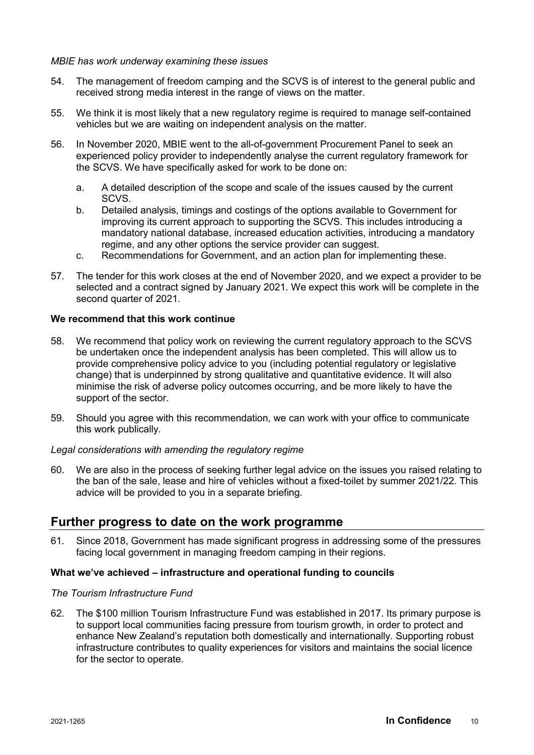*MBIE has work underway examining these issues*

54. The management of freedom camping and the SCVS is of interest to the general public and received strong media interest in the range of views on the matter.

55. We think it is most likely that a new regulatory regime is required to manage self-contained vehicles but we are waiting on independent analysis on the matter.

56. In November 2020, MBIE went to the all-of-government Procurement Panel to seek an experienced policy provider to independently analyse the current regulatory framework for the SCVS. We have specifically asked for work to be done on:

    a. A detailed description of the scope and scale of the issues caused by the current SCVS.
    b. Detailed analysis, timings and costings of the options available to Government for improving its current approach to supporting the SCVS. This includes introducing a mandatory national database, increased education activities, introducing a mandatory regime, and any other options the service provider can suggest.
    c. Recommendations for Government, and an action plan for implementing these.

57. The tender for this work closes at the end of November 2020, and we expect a provider to be selected and a contract signed by January 2021. We expect this work will be complete in the second quarter of 2021.

**We recommend that this work continue**

58. We recommend that policy work on reviewing the current regulatory approach to the SCVS be undertaken once the independent analysis has been completed. This will allow us to provide comprehensive policy advice to you (including potential regulatory or legislative change) that is underpinned by strong qualitative and quantitative evidence. It will also minimise the risk of adverse policy outcomes occurring, and be more likely to have the support of the sector.

59. Should you agree with this recommendation, we can work with your office to communicate this work publically.

*Legal considerations with amending the regulatory regime*

60. We are also in the process of seeking further legal advice on the issues you raised relating to the ban of the sale, lease and hire of vehicles without a fixed-toilet by summer 2021/22. This advice will be provided to you in a separate briefing.

## Further progress to date on the work programme

61. Since 2018, Government has made significant progress in addressing some of the pressures facing local government in managing freedom camping in their regions.

**What we've achieved – infrastructure and operational funding to councils**

*The Tourism Infrastructure Fund*

62. The $100 million Tourism Infrastructure Fund was established in 2017. Its primary purpose is to support local communities facing pressure from tourism growth, in order to protect and enhance New Zealand's reputation both domestically and internationally. Supporting robust infrastructure contributes to quality experiences for visitors and maintains the social licence for the sector to operate.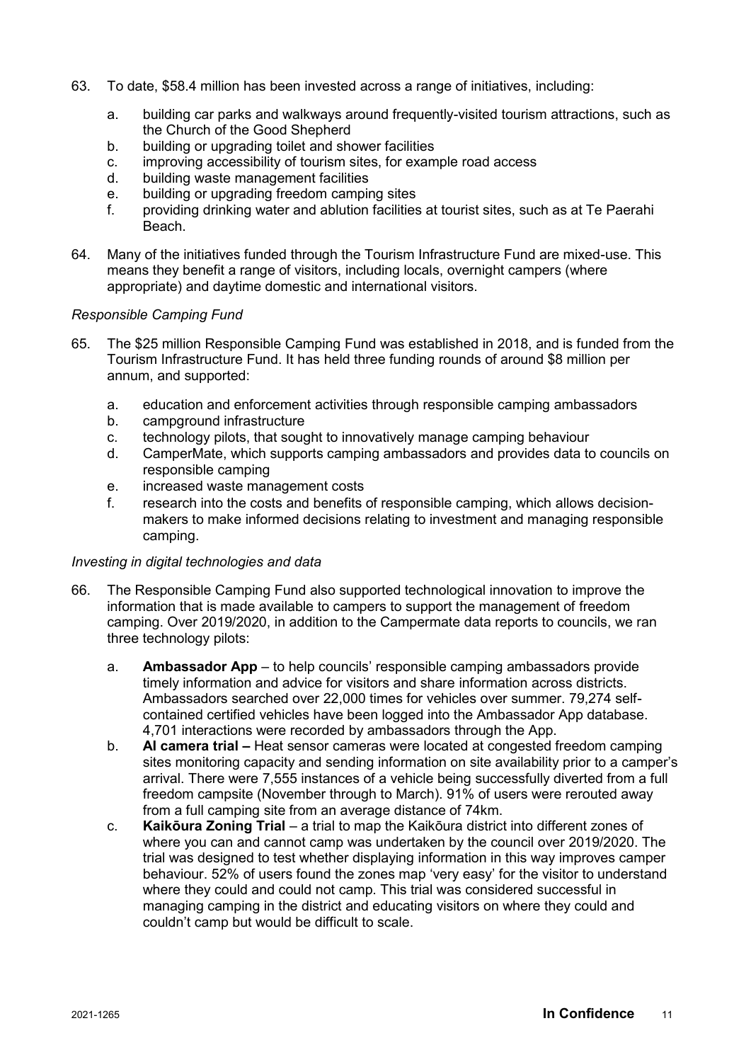63. To date, $58.4 million has been invested across a range of initiatives, including:

    a. building car parks and walkways around frequently-visited tourism attractions, such as the Church of the Good Shepherd
    b. building or upgrading toilet and shower facilities
    c. improving accessibility of tourism sites, for example road access
    d. building waste management facilities
    e. building or upgrading freedom camping sites
    f. providing drinking water and ablution facilities at tourist sites, such as at Te Paerahi Beach.

64. Many of the initiatives funded through the Tourism Infrastructure Fund are mixed-use. This means they benefit a range of visitors, including locals, overnight campers (where appropriate) and daytime domestic and international visitors.

*Responsible Camping Fund*

65. The $25 million Responsible Camping Fund was established in 2018, and is funded from the Tourism Infrastructure Fund. It has held three funding rounds of around $8 million per annum, and supported:

    a. education and enforcement activities through responsible camping ambassadors
    b. campground infrastructure
    c. technology pilots, that sought to innovatively manage camping behaviour
    d. CamperMate, which supports camping ambassadors and provides data to councils on responsible camping
    e. increased waste management costs
    f. research into the costs and benefits of responsible camping, which allows decision-makers to make informed decisions relating to investment and managing responsible camping.

*Investing in digital technologies and data*

66. The Responsible Camping Fund also supported technological innovation to improve the information that is made available to campers to support the management of freedom camping. Over 2019/2020, in addition to the Campermate data reports to councils, we ran three technology pilots:

    a. **Ambassador App** – to help councils' responsible camping ambassadors provide timely information and advice for visitors and share information across districts. Ambassadors searched over 22,000 times for vehicles over summer. 79,274 self-contained certified vehicles have been logged into the Ambassador App database. 4,701 interactions were recorded by ambassadors through the App.
    b. **AI camera trial –** Heat sensor cameras were located at congested freedom camping sites monitoring capacity and sending information on site availability prior to a camper's arrival. There were 7,555 instances of a vehicle being successfully diverted from a full freedom campsite (November through to March). 91% of users were rerouted away from a full camping site from an average distance of 74km.
    c. **Kaikōura Zoning Trial** – a trial to map the Kaikōura district into different zones of where you can and cannot camp was undertaken by the council over 2019/2020. The trial was designed to test whether displaying information in this way improves camper behaviour. 52% of users found the zones map 'very easy' for the visitor to understand where they could and could not camp. This trial was considered successful in managing camping in the district and educating visitors on where they could and couldn't camp but would be difficult to scale.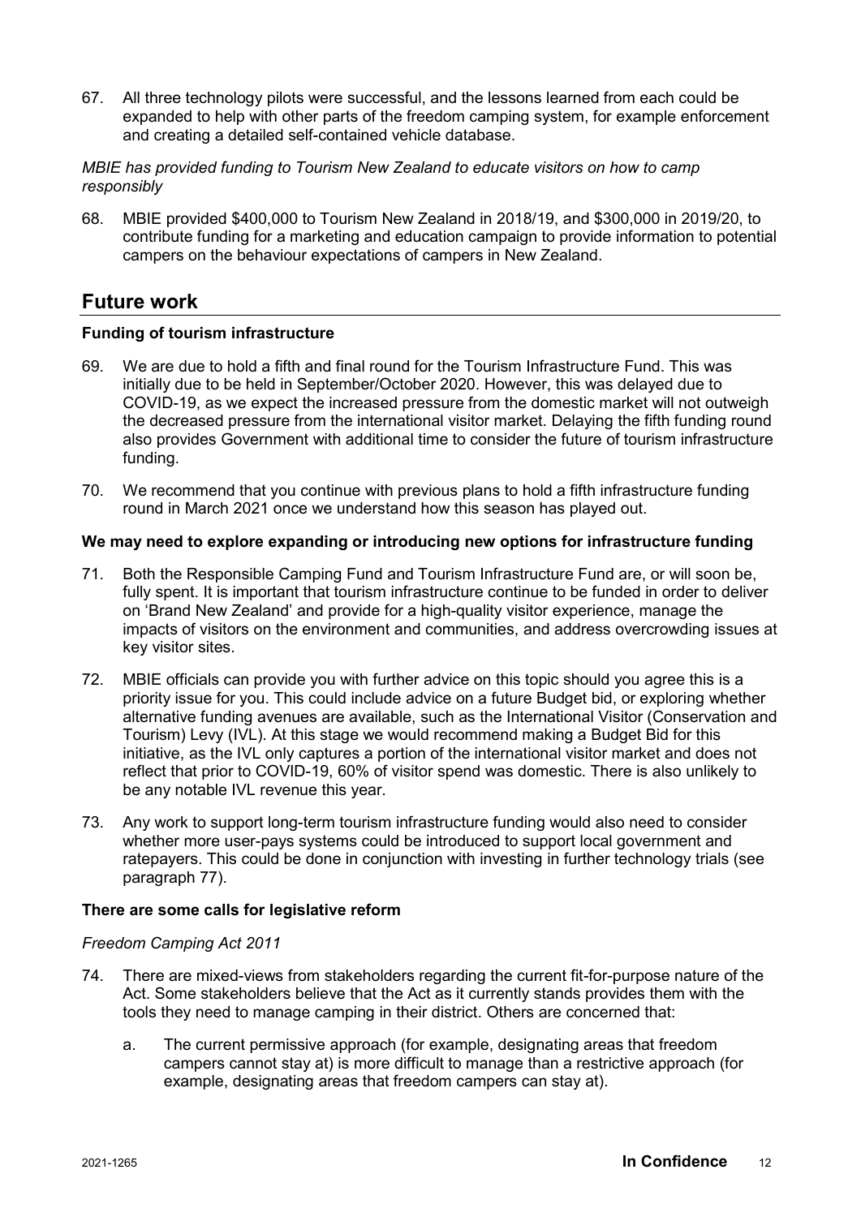67. All three technology pilots were successful, and the lessons learned from each could be expanded to help with other parts of the freedom camping system, for example enforcement and creating a detailed self-contained vehicle database.

*MBIE has provided funding to Tourism New Zealand to educate visitors on how to camp responsibly*

68. MBIE provided $400,000 to Tourism New Zealand in 2018/19, and $300,000 in 2019/20, to contribute funding for a marketing and education campaign to provide information to potential campers on the behaviour expectations of campers in New Zealand.

## Future work

**Funding of tourism infrastructure**

69. We are due to hold a fifth and final round for the Tourism Infrastructure Fund. This was initially due to be held in September/October 2020. However, this was delayed due to COVID-19, as we expect the increased pressure from the domestic market will not outweigh the decreased pressure from the international visitor market. Delaying the fifth funding round also provides Government with additional time to consider the future of tourism infrastructure funding.

70. We recommend that you continue with previous plans to hold a fifth infrastructure funding round in March 2021 once we understand how this season has played out.

**We may need to explore expanding or introducing new options for infrastructure funding**

71. Both the Responsible Camping Fund and Tourism Infrastructure Fund are, or will soon be, fully spent. It is important that tourism infrastructure continue to be funded in order to deliver on 'Brand New Zealand' and provide for a high-quality visitor experience, manage the impacts of visitors on the environment and communities, and address overcrowding issues at key visitor sites.

72. MBIE officials can provide you with further advice on this topic should you agree this is a priority issue for you. This could include advice on a future Budget bid, or exploring whether alternative funding avenues are available, such as the International Visitor (Conservation and Tourism) Levy (IVL). At this stage we would recommend making a Budget Bid for this initiative, as the IVL only captures a portion of the international visitor market and does not reflect that prior to COVID-19, 60% of visitor spend was domestic. There is also unlikely to be any notable IVL revenue this year.

73. Any work to support long-term tourism infrastructure funding would also need to consider whether more user-pays systems could be introduced to support local government and ratepayers. This could be done in conjunction with investing in further technology trials (see paragraph 77).

**There are some calls for legislative reform**

*Freedom Camping Act 2011*

74. There are mixed-views from stakeholders regarding the current fit-for-purpose nature of the Act. Some stakeholders believe that the Act as it currently stands provides them with the tools they need to manage camping in their district. Others are concerned that:

    a. The current permissive approach (for example, designating areas that freedom campers cannot stay at) is more difficult to manage than a restrictive approach (for example, designating areas that freedom campers can stay at).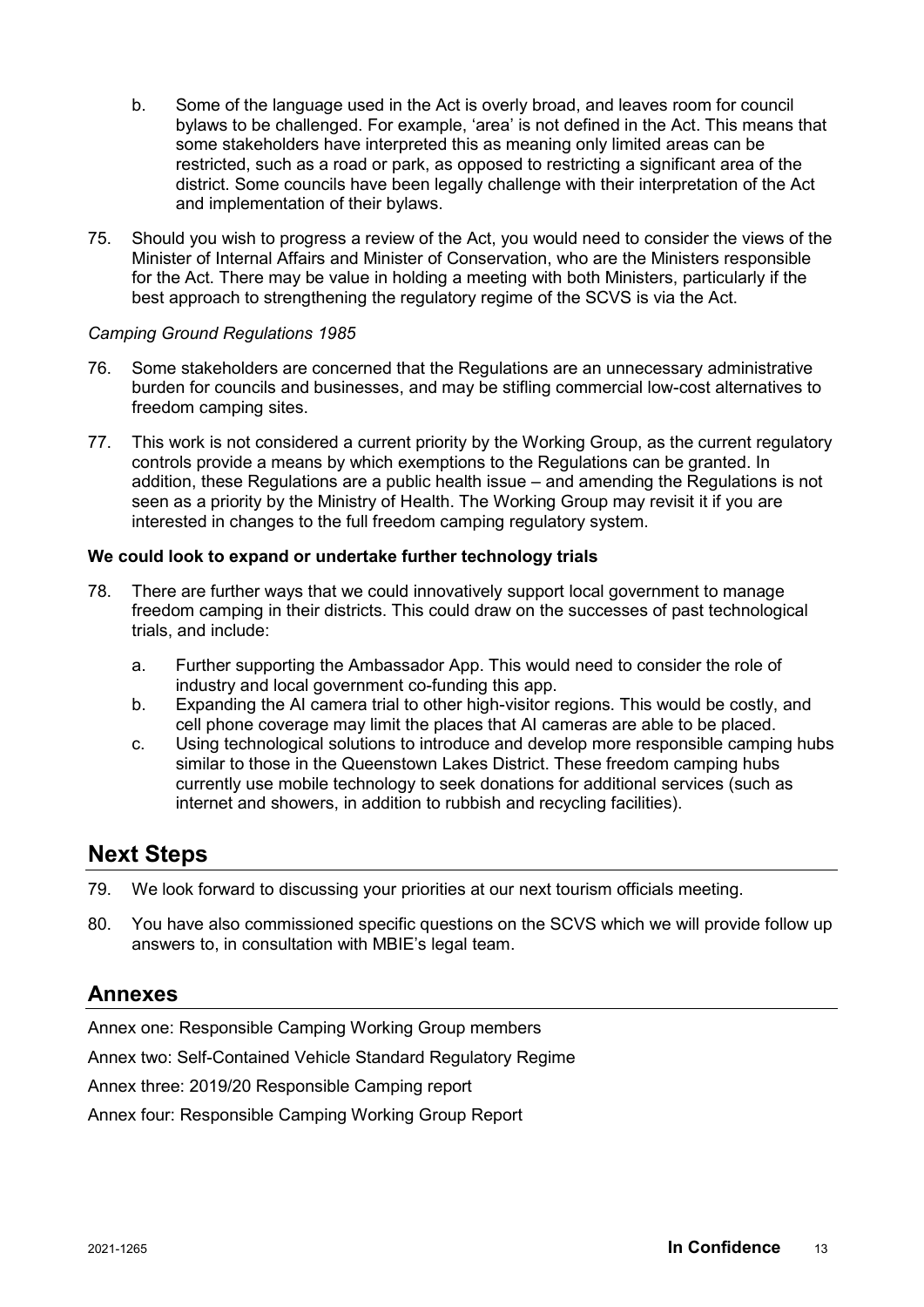b. Some of the language used in the Act is overly broad, and leaves room for council bylaws to be challenged. For example, 'area' is not defined in the Act. This means that some stakeholders have interpreted this as meaning only limited areas can be restricted, such as a road or park, as opposed to restricting a significant area of the district. Some councils have been legally challenge with their interpretation of the Act and implementation of their bylaws.

75. Should you wish to progress a review of the Act, you would need to consider the views of the Minister of Internal Affairs and Minister of Conservation, who are the Ministers responsible for the Act. There may be value in holding a meeting with both Ministers, particularly if the best approach to strengthening the regulatory regime of the SCVS is via the Act.

*Camping Ground Regulations 1985*

76. Some stakeholders are concerned that the Regulations are an unnecessary administrative burden for councils and businesses, and may be stifling commercial low-cost alternatives to freedom camping sites.

77. This work is not considered a current priority by the Working Group, as the current regulatory controls provide a means by which exemptions to the Regulations can be granted. In addition, these Regulations are a public health issue – and amending the Regulations is not seen as a priority by the Ministry of Health. The Working Group may revisit it if you are interested in changes to the full freedom camping regulatory system.

**We could look to expand or undertake further technology trials**

78. There are further ways that we could innovatively support local government to manage freedom camping in their districts. This could draw on the successes of past technological trials, and include:

    a. Further supporting the Ambassador App. This would need to consider the role of industry and local government co-funding this app.
    b. Expanding the AI camera trial to other high-visitor regions. This would be costly, and cell phone coverage may limit the places that AI cameras are able to be placed.
    c. Using technological solutions to introduce and develop more responsible camping hubs similar to those in the Queenstown Lakes District. These freedom camping hubs currently use mobile technology to seek donations for additional services (such as internet and showers, in addition to rubbish and recycling facilities).

## Next Steps

79. We look forward to discussing your priorities at our next tourism officials meeting.

80. You have also commissioned specific questions on the SCVS which we will provide follow up answers to, in consultation with MBIE's legal team.

## Annexes

Annex one: Responsible Camping Working Group members

Annex two: Self-Contained Vehicle Standard Regulatory Regime

Annex three: 2019/20 Responsible Camping report

Annex four: Responsible Camping Working Group Report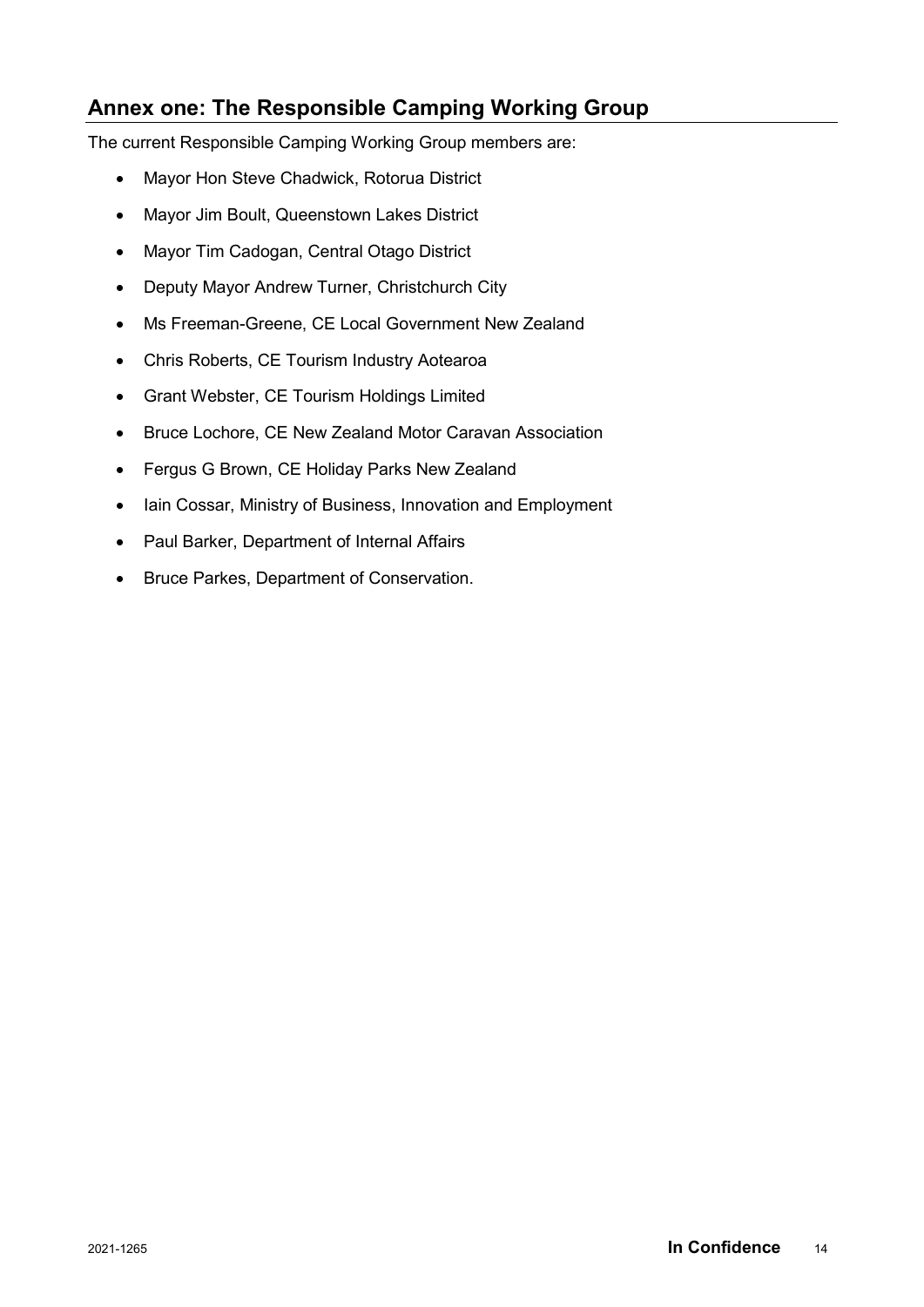## Annex one: The Responsible Camping Working Group

The current Responsible Camping Working Group members are:

- Mayor Hon Steve Chadwick, Rotorua District
- Mayor Jim Boult, Queenstown Lakes District
- Mayor Tim Cadogan, Central Otago District
- Deputy Mayor Andrew Turner, Christchurch City
- Ms Freeman-Greene, CE Local Government New Zealand
- Chris Roberts, CE Tourism Industry Aotearoa
- Grant Webster, CE Tourism Holdings Limited
- Bruce Lochore, CE New Zealand Motor Caravan Association
- Fergus G Brown, CE Holiday Parks New Zealand
- Iain Cossar, Ministry of Business, Innovation and Employment
- Paul Barker, Department of Internal Affairs
- Bruce Parkes, Department of Conservation.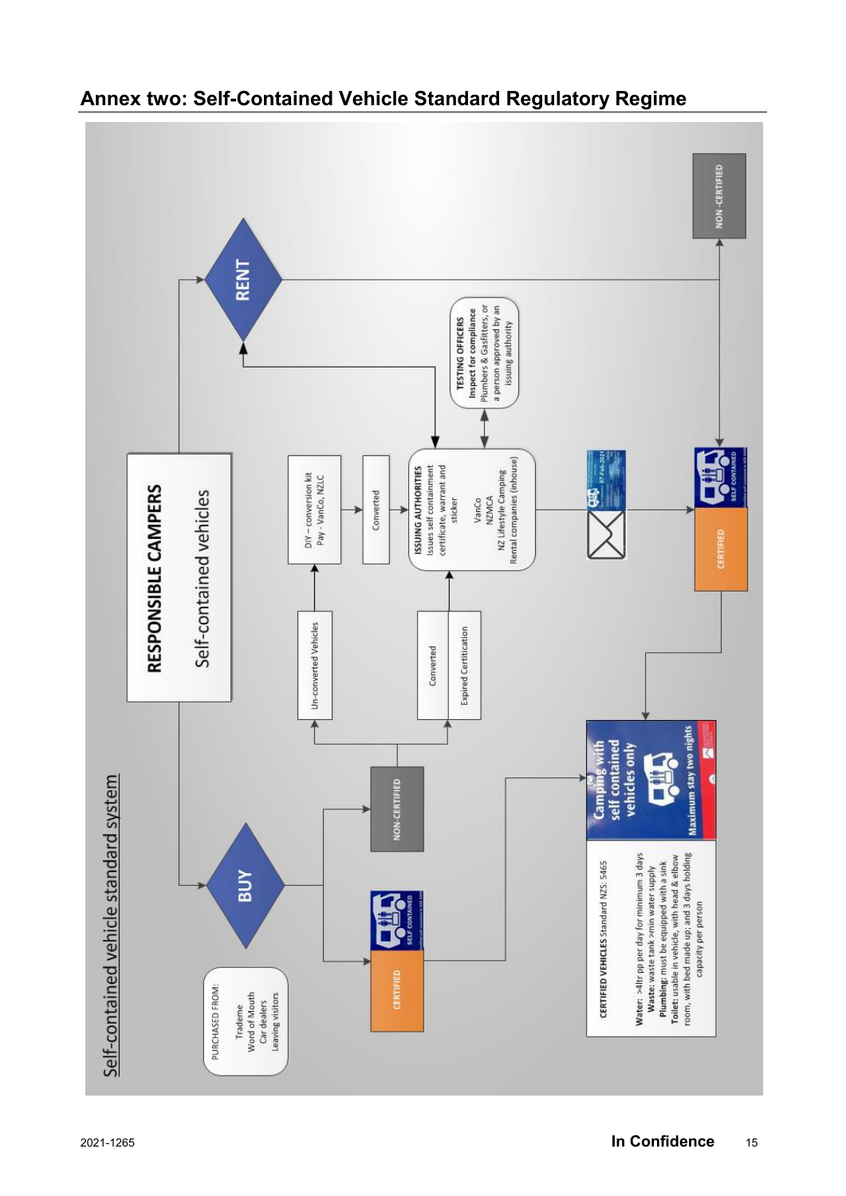## Annex two: Self-Contained Vehicle Standard Regulatory Regime

Self-contained vehicle standard system

**RESPONSIBLE CAMPERS**

Self-contained vehicles

**BUY**

**RENT**

PURCHASED FROM:
Trademe
Word of Mouth
Car dealers
Leaving visitors

CERTIFIED

NON-CERTIFIED

Un-converted Vehicles

Converted

Expired Certification

DIY – conversion kit
Pay - VanCo, NZLC

Converted

**ISSUING AUTHORITIES**
Issues self containment certificate, warrant and sticker
VanCo
NZMCA
NZ Lifestyle Camping
Rental companies (inhouse)

**TESTING OFFICERS**
Inspect for compliance
Plumbers & Gasfitters, or a person approved by an issuing authority

CERTIFIED

NON-CERTIFIED

**CERTIFIED VEHICLES** Standard NZS: 5465

**Water**: >4ltr pp per day for minimum 3 days
**Waste**: waste tank >min water supply
**Plumbing**: must be equipped with a sink
**Toilet**: usable in vehicle, with head & elbow room, with bed made up; and 3 days holding capacity per person

Camping with self contained vehicles only

Maximum stay two nights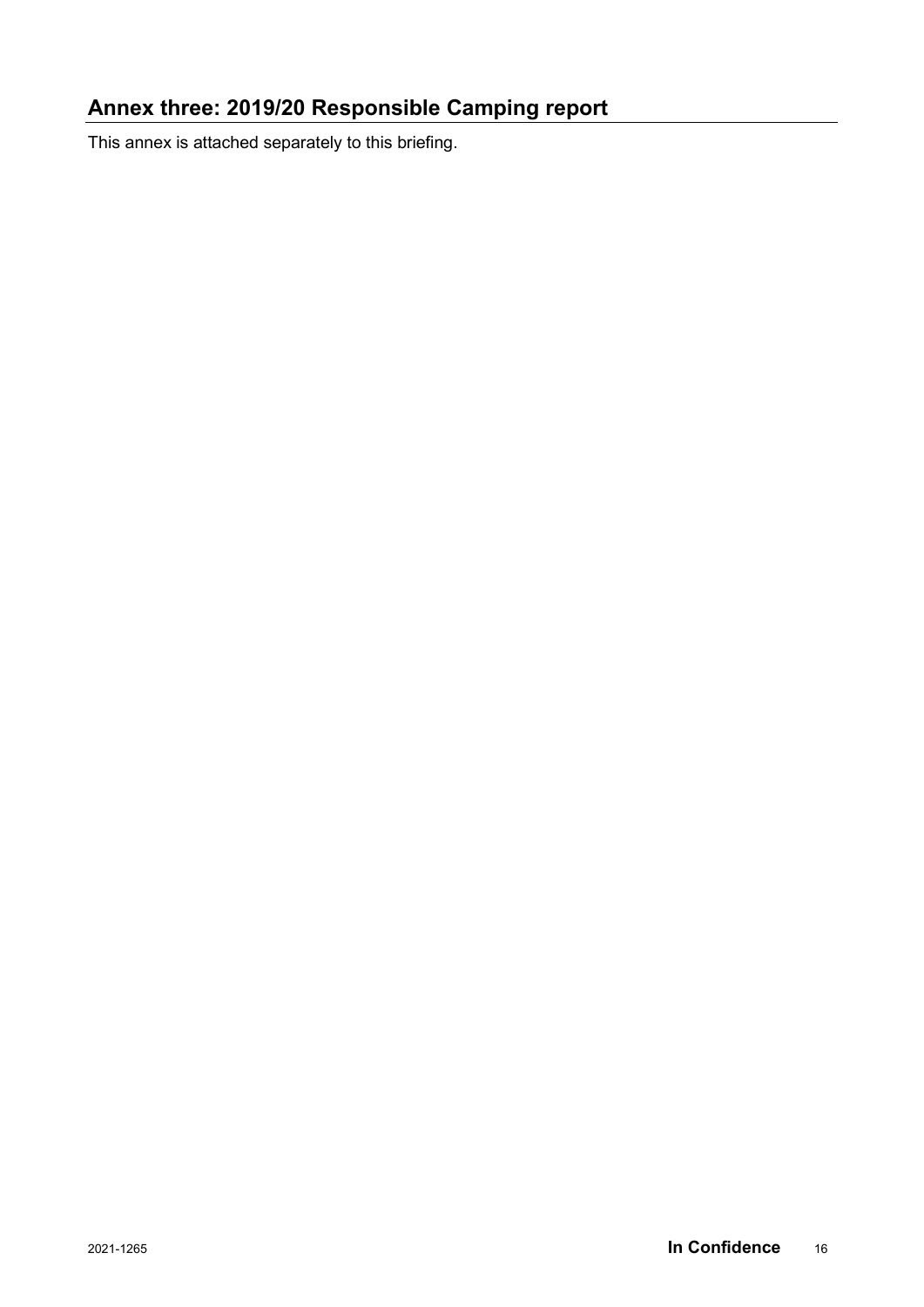## Annex three: 2019/20 Responsible Camping report

This annex is attached separately to this briefing.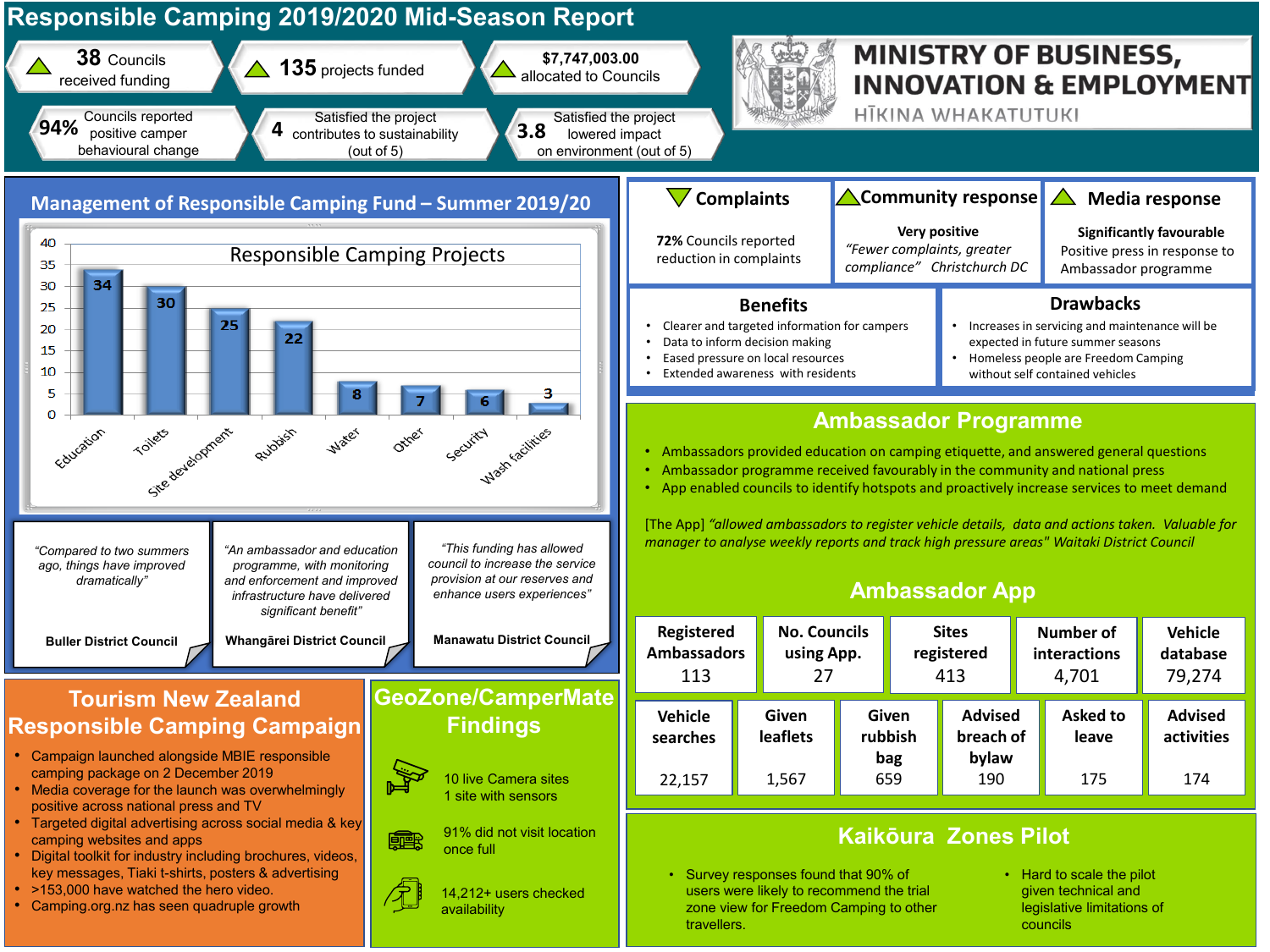# Responsible Camping 2019/2020 Mid-Season Report

MINISTRY OF BUSINESS, INNOVATION & EMPLOYMENT
HĪKINA WHAKATUTUKI

- ▲ **38** Councils received funding
- ▲ **135** projects funded
- ▲ **$7,747,003.00** allocated to Councils
- **94%** Councils reported positive camper behavioural change
- **4** Satisfied the project contributes to sustainability (out of 5)
- **3.8** Satisfied the project lowered impact on environment (out of 5)

## Management of Responsible Camping Fund – Summer 2019/20

**Responsible Camping Projects**

| Project type | Number |
|---|---|
| Education | 34 |
| Toilets | 30 |
| Site development | 25 |
| Rubbish | 22 |
| Water | 8 |
| Other | 7 |
| Security | 6 |
| Wash facilities | 3 |

*"Compared to two summers ago, things have improved dramatically"*
**Buller District Council**

*"An ambassador and education programme, with monitoring and enforcement and improved infrastructure have delivered significant benefit"*
**Whangārei District Council**

*"This funding has allowed council to increase the service provision at our reserves and enhance users experiences"*
**Manawatu District Council**

## ▼ Complaints

**72%** Councils reported reduction in complaints

## ▲ Community response

**Very positive**
*"Fewer complaints, greater compliance" Christchurch DC*

## ▲ Media response

**Significantly favourable**
Positive press in response to Ambassador programme

## Benefits

- Clearer and targeted information for campers
- Data to inform decision making
- Eased pressure on local resources
- Extended awareness with residents

## Drawbacks

- Increases in servicing and maintenance will be expected in future summer seasons
- Homeless people are Freedom Camping without self contained vehicles

## Ambassador Programme

- Ambassadors provided education on camping etiquette, and answered general questions
- Ambassador programme received favourably in the community and national press
- App enabled councils to identify hotspots and proactively increase services to meet demand

[The App] *"allowed ambassadors to register vehicle details, data and actions taken. Valuable for manager to analyse weekly reports and track high pressure areas" Waitaki District Council*

## Ambassador App

| Registered Ambassadors | No. Councils using App. | Sites registered | Number of interactions | Vehicle database |
|---|---|---|---|---|
| 113 | 27 | 413 | 4,701 | 79,274 |

| Vehicle searches | Given leaflets | Given rubbish bag | Advised breach of bylaw | Asked to leave | Advised activities |
|---|---|---|---|---|---|
| 22,157 | 1,567 | 659 | 190 | 175 | 174 |

## Tourism New Zealand Responsible Camping Campaign

- Campaign launched alongside MBIE responsible camping package on 2 December 2019
- Media coverage for the launch was overwhelmingly positive across national press and TV
- Targeted digital advertising across social media & key camping websites and apps
- Digital toolkit for industry including brochures, videos, key messages, Tiaki t-shirts, posters & advertising
- >153,000 have watched the hero video.
- Camping.org.nz has seen quadruple growth

## GeoZone/CamperMate Findings

- 10 live Camera sites
  1 site with sensors
- 91% did not visit location once full
- 14,212+ users checked availability

## Kaikōura Zones Pilot

- Survey responses found that 90% of users were likely to recommend the trial zone view for Freedom Camping to other travellers.
- Hard to scale the pilot given technical and legislative limitations of councils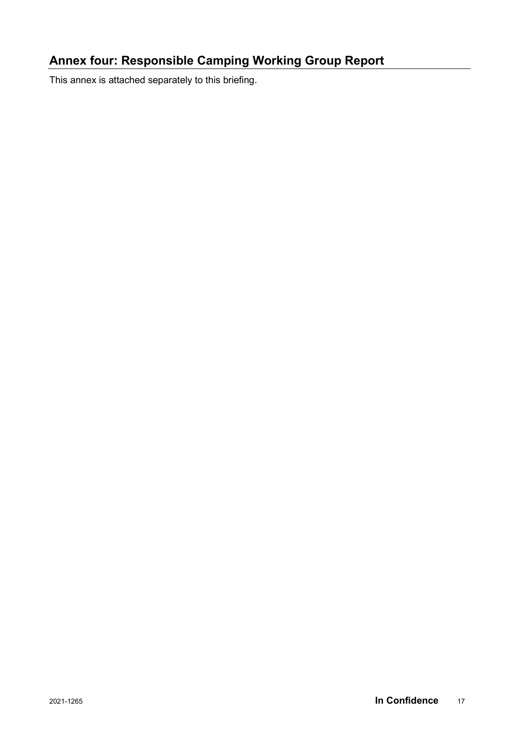## Annex four: Responsible Camping Working Group Report

This annex is attached separately to this briefing.